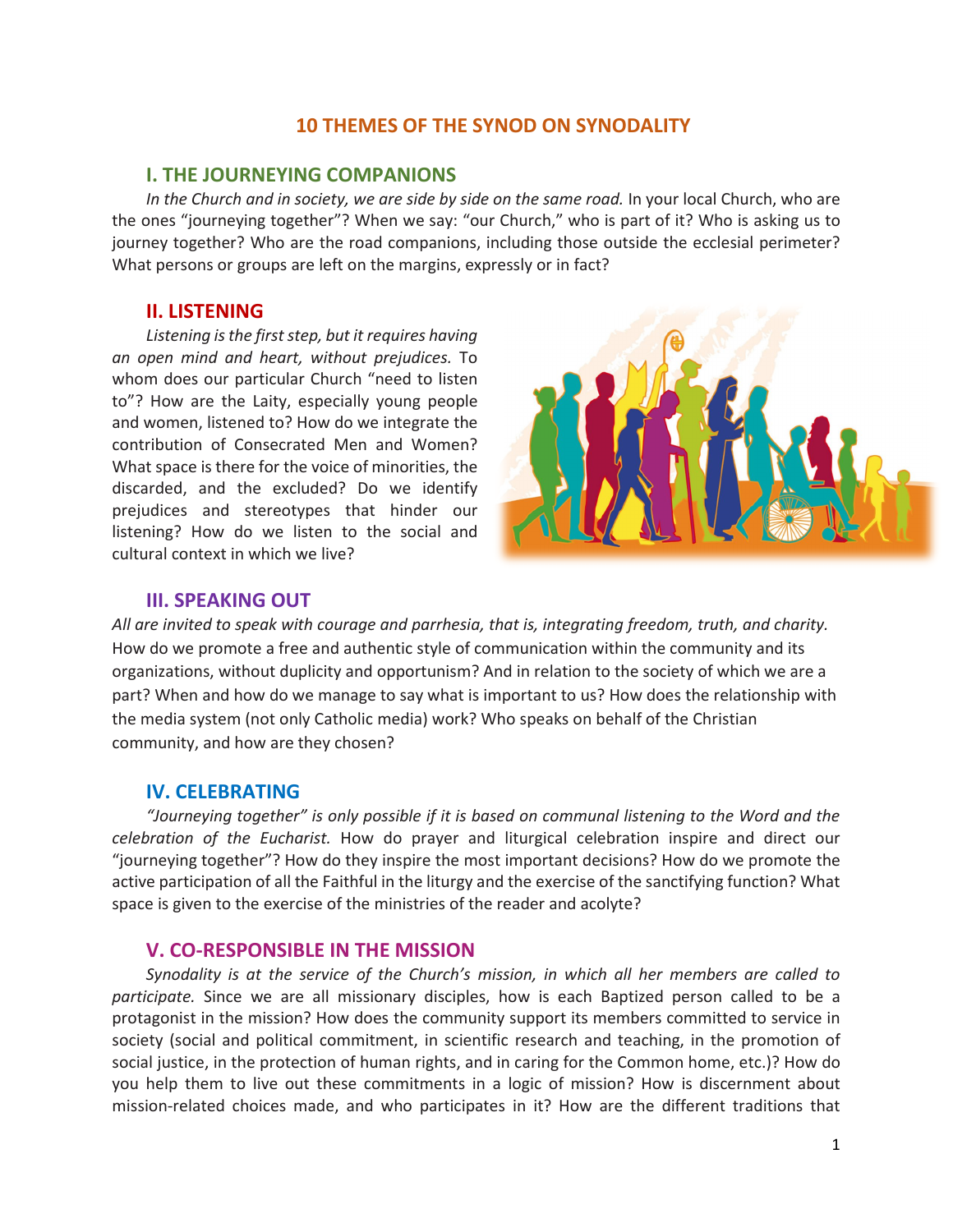# 10 THEMES OF THE SYNOD ON SYNODALITY

## I. THE JOURNEYING COMPANIONS

*In the Church and in society, we are side by side on the same road.* In your local Church, who are the ones "journeying together"? When we say: "our Church," who is part of it? Who is asking us to journey together? Who are the road companions, including those outside the ecclesial perimeter? What persons or groups are left on the margins, expressly or in fact?

## II. LISTENING

*Listening is the first step, but it requires having an open mind and heart, without prejudices.* To whom does our particular Church "need to listen to"? How are the Laity, especially young people and women, listened to? How do we integrate the contribution of Consecrated Men and Women? What space is there for the voice of minorities, the discarded, and the excluded? Do we identify prejudices and stereotypes that hinder our listening? How do we listen to the social and cultural context in which we live?

## III. SPEAKING OUT

*All are invited to speak with courage and parrhesia, that is, integrating freedom, truth, and charity.* How do we promote a free and authentic style of communication within the community and its organizations, without duplicity and opportunism? And in relation to the society of which we are a part? When and how do we manage to say what is important to us? How does the relationship with the media system (not only Catholic media) work? Who speaks on behalf of the Christian community, and how are they chosen?

## IV. CELEBRATING

*"Journeying together" is only possible if it is based on communal listening to the Word and the celebration of the Eucharist.* How do prayer and liturgical celebration inspire and direct our "journeying together"? How do they inspire the most important decisions? How do we promote the active participation of all the Faithful in the liturgy and the exercise of the sanctifying function? What space is given to the exercise of the ministries of the reader and acolyte?

## V. CO-RESPONSIBLE IN THE MISSION

*Synodality is at the service of the Church's mission, in which all her members are called to participate.* Since we are all missionary disciples, how is each Baptized person called to be a protagonist in the mission? How does the community support its members committed to service in society (social and political commitment, in scientific research and teaching, in the promotion of social justice, in the protection of human rights, and in caring for the Common home, etc.)? How do you help them to live out these commitments in a logic of mission? How is discernment about mission-related choices made, and who participates in it? How are the different traditions that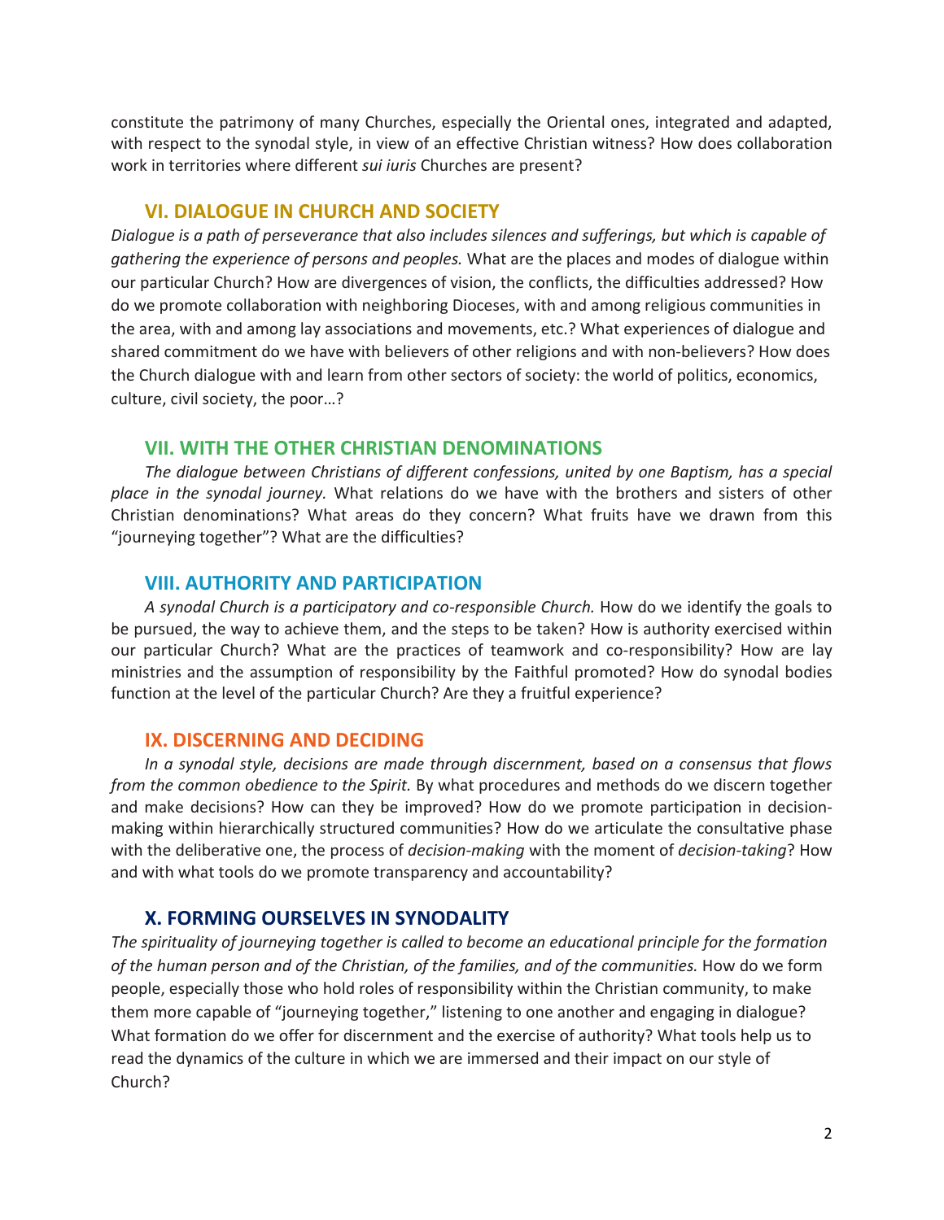constitute the patrimony of many Churches, especially the Oriental ones, integrated and adapted, with respect to the synodal style, in view of an effective Christian witness? How does collaboration work in territories where different *sui iuris* Churches are present?

## VI. DIALOGUE IN CHURCH AND SOCIETY

*Dialogue is a path of perseverance that also includes silences and sufferings, but which is capable of gathering the experience of persons and peoples.* What are the places and modes of dialogue within our particular Church? How are divergences of vision, the conflicts, the difficulties addressed? How do we promote collaboration with neighboring Dioceses, with and among religious communities in the area, with and among lay associations and movements, etc.? What experiences of dialogue and shared commitment do we have with believers of other religions and with non-believers? How does the Church dialogue with and learn from other sectors of society: the world of politics, economics, culture, civil society, the poor…?

## VII. WITH THE OTHER CHRISTIAN DENOMINATIONS

*The dialogue between Christians of different confessions, united by one Baptism, has a special place in the synodal journey.* What relations do we have with the brothers and sisters of other Christian denominations? What areas do they concern? What fruits have we drawn from this "journeying together"? What are the difficulties?

## VIII. AUTHORITY AND PARTICIPATION

*A synodal Church is a participatory and co-responsible Church.* How do we identify the goals to be pursued, the way to achieve them, and the steps to be taken? How is authority exercised within our particular Church? What are the practices of teamwork and co-responsibility? How are lay ministries and the assumption of responsibility by the Faithful promoted? How do synodal bodies function at the level of the particular Church? Are they a fruitful experience?

## IX. DISCERNING AND DECIDING

*In a synodal style, decisions are made through discernment, based on a consensus that flows from the common obedience to the Spirit.* By what procedures and methods do we discern together and make decisions? How can they be improved? How do we promote participation in decision-making within hierarchically structured communities? How do we articulate the consultative phase with the deliberative one, the process of *decision-making* with the moment of *decision-taking*? How and with what tools do we promote transparency and accountability?

## X. FORMING OURSELVES IN SYNODALITY

*The spirituality of journeying together is called to become an educational principle for the formation of the human person and of the Christian, of the families, and of the communities.* How do we form people, especially those who hold roles of responsibility within the Christian community, to make them more capable of "journeying together," listening to one another and engaging in dialogue? What formation do we offer for discernment and the exercise of authority? What tools help us to read the dynamics of the culture in which we are immersed and their impact on our style of Church?